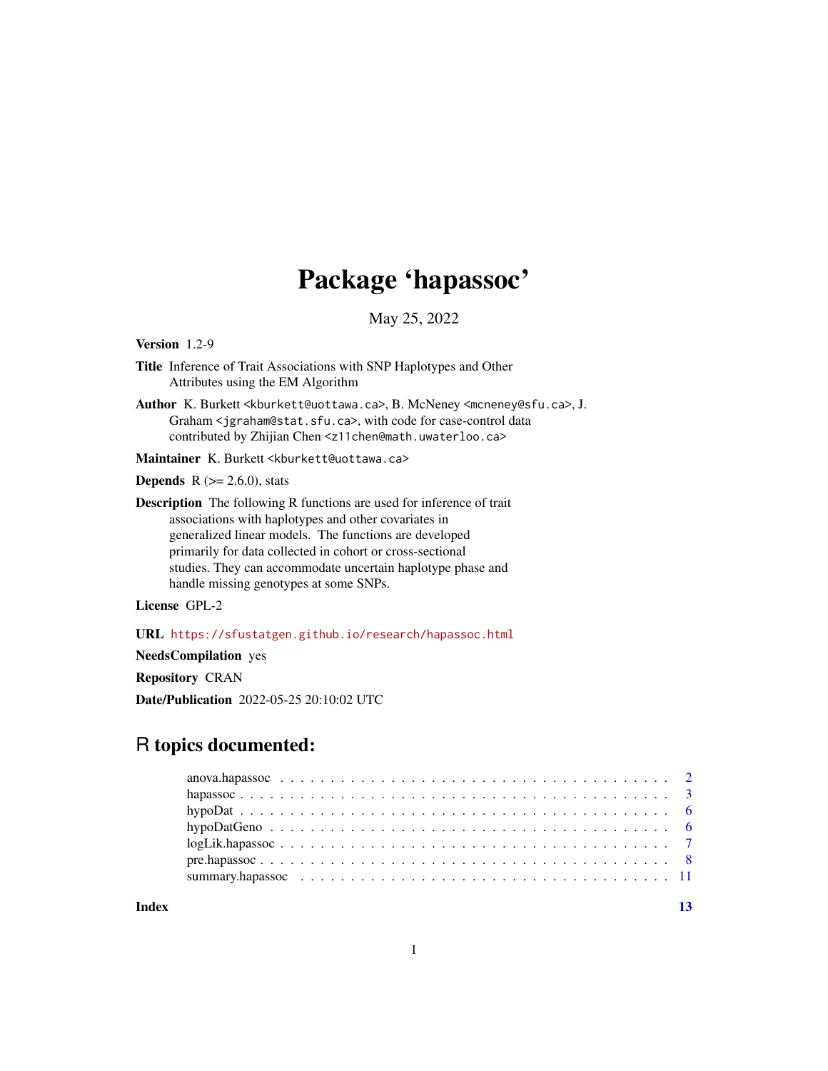# Package 'hapassoc'

May 25, 2022

**Version** 1.2-9

**Title** Inference of Trait Associations with SNP Haplotypes and Other Attributes using the EM Algorithm

**Author** K. Burkett <kburkett@uottawa.ca>, B. McNeney <mcneney@sfu.ca>, J. Graham <jgraham@stat.sfu.ca>, with code for case-control data contributed by Zhijian Chen <z11chen@math.uwaterloo.ca>

**Maintainer** K. Burkett <kburkett@uottawa.ca>

**Depends** R (>= 2.6.0), stats

**Description** The following R functions are used for inference of trait associations with haplotypes and other covariates in generalized linear models. The functions are developed primarily for data collected in cohort or cross-sectional studies. They can accommodate uncertain haplotype phase and handle missing genotypes at some SNPs.

**License** GPL-2

**URL** https://sfustatgen.github.io/research/hapassoc.html

**NeedsCompilation** yes

**Repository** CRAN

**Date/Publication** 2022-05-25 20:10:02 UTC

## R topics documented:

- anova.hapassoc . . . . . . . . . . . . . . . . . . . . . . . . . . . . . . . . . . . . . . 2
- hapassoc . . . . . . . . . . . . . . . . . . . . . . . . . . . . . . . . . . . . . . . . . . 3
- hypoDat . . . . . . . . . . . . . . . . . . . . . . . . . . . . . . . . . . . . . . . . . . 6
- hypoDatGeno . . . . . . . . . . . . . . . . . . . . . . . . . . . . . . . . . . . . . . . 6
- logLik.hapassoc . . . . . . . . . . . . . . . . . . . . . . . . . . . . . . . . . . . . . . 7
- pre.hapassoc . . . . . . . . . . . . . . . . . . . . . . . . . . . . . . . . . . . . . . . . 8
- summary.hapassoc . . . . . . . . . . . . . . . . . . . . . . . . . . . . . . . . . . . . 11

**Index** 13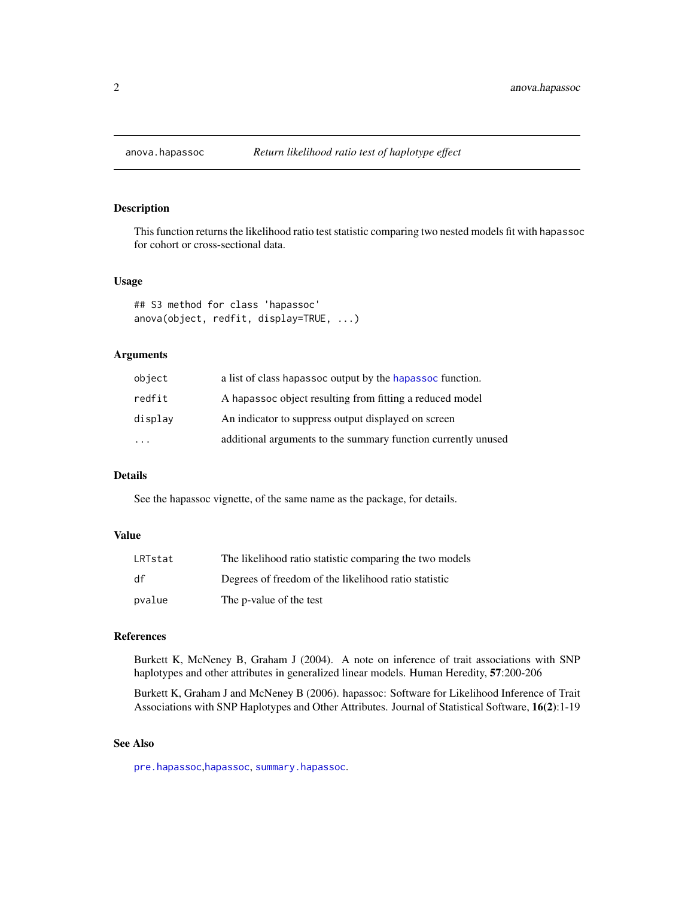# anova.hapassoc

*Return likelihood ratio test of haplotype effect*

## Description

This function returns the likelihood ratio test statistic comparing two nested models fit with hapassoc for cohort or cross-sectional data.

## Usage

```
## S3 method for class 'hapassoc'
anova(object, redfit, display=TRUE, ...)
```

## Arguments

| | |
|---|---|
| `object` | a list of class hapassoc output by the `hapassoc` function. |
| `redfit` | A hapassoc object resulting from fitting a reduced model |
| `display` | An indicator to suppress output displayed on screen |
| `...` | additional arguments to the summary function currently unused |

## Details

See the hapassoc vignette, of the same name as the package, for details.

## Value

| | |
|---|---|
| `LRTstat` | The likelihood ratio statistic comparing the two models |
| `df` | Degrees of freedom of the likelihood ratio statistic |
| `pvalue` | The p-value of the test |

## References

Burkett K, McNeney B, Graham J (2004). A note on inference of trait associations with SNP haplotypes and other attributes in generalized linear models. Human Heredity, **57**:200-206

Burkett K, Graham J and McNeney B (2006). hapassoc: Software for Likelihood Inference of Trait Associations with SNP Haplotypes and Other Attributes. Journal of Statistical Software, **16(2)**:1-19

## See Also

`pre.hapassoc`,`hapassoc`, `summary.hapassoc`.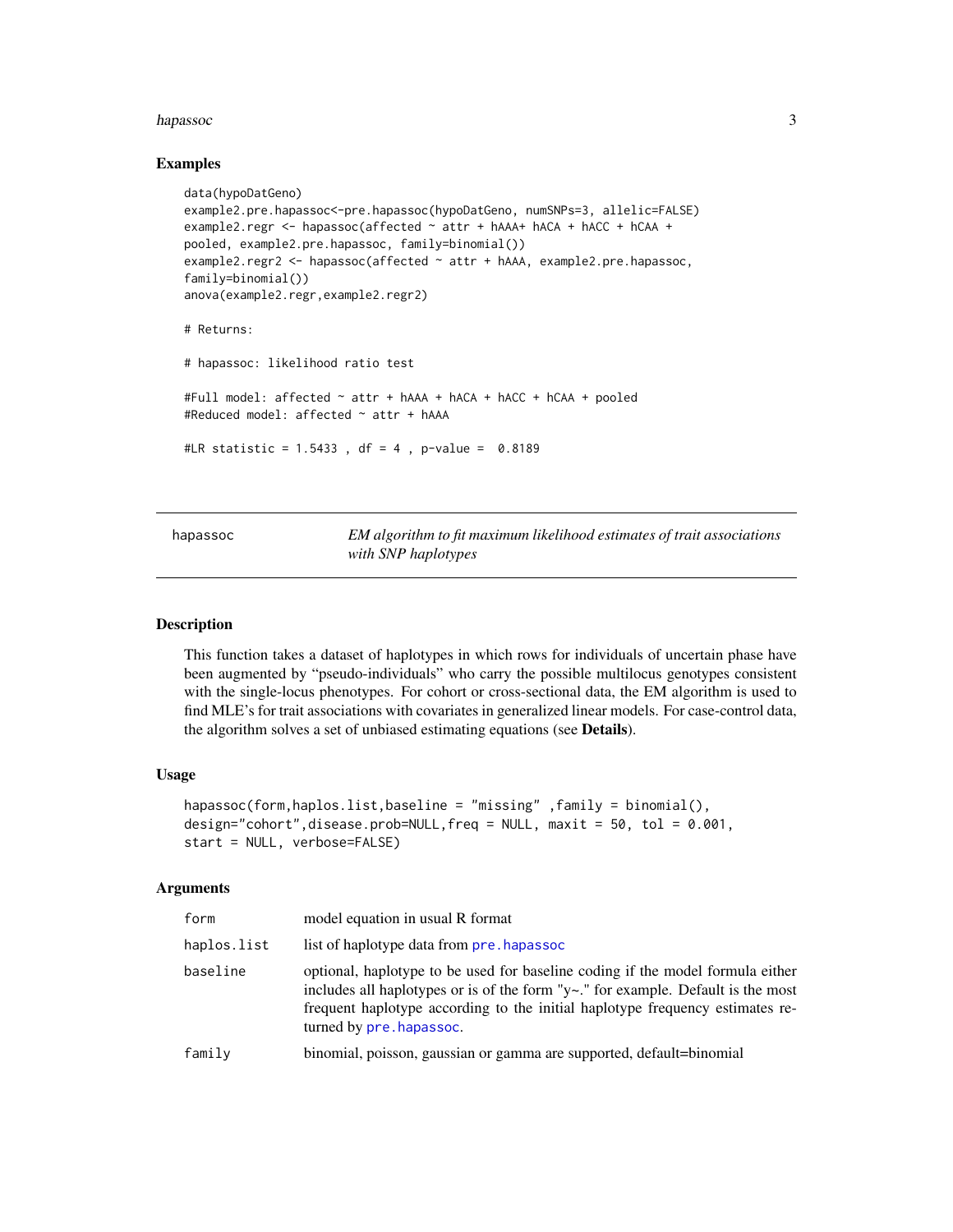## Examples

```
data(hypoDatGeno)
example2.pre.hapassoc<-pre.hapassoc(hypoDatGeno, numSNPs=3, allelic=FALSE)
example2.regr <- hapassoc(affected ~ attr + hAAA+ hACA + hACC + hCAA +
pooled, example2.pre.hapassoc, family=binomial())
example2.regr2 <- hapassoc(affected ~ attr + hAAA, example2.pre.hapassoc,
family=binomial())
anova(example2.regr,example2.regr2)

# Returns:

# hapassoc: likelihood ratio test

#Full model: affected ~ attr + hAAA + hACA + hACC + hCAA + pooled
#Reduced model: affected ~ attr + hAAA

#LR statistic = 1.5433 , df = 4 , p-value =  0.8189
```

---

`hapassoc` *EM algorithm to fit maximum likelihood estimates of trait associations with SNP haplotypes*

---

## Description

This function takes a dataset of haplotypes in which rows for individuals of uncertain phase have been augmented by "pseudo-individuals" who carry the possible multilocus genotypes consistent with the single-locus phenotypes. For cohort or cross-sectional data, the EM algorithm is used to find MLE's for trait associations with covariates in generalized linear models. For case-control data, the algorithm solves a set of unbiased estimating equations (see **Details**).

## Usage

```
hapassoc(form,haplos.list,baseline = "missing" ,family = binomial(),
design="cohort",disease.prob=NULL,freq = NULL, maxit = 50, tol = 0.001,
start = NULL, verbose=FALSE)
```

## Arguments

| | |
|---|---|
| `form` | model equation in usual R format |
| `haplos.list` | list of haplotype data from `pre.hapassoc` |
| `baseline` | optional, haplotype to be used for baseline coding if the model formula either includes all haplotypes or is of the form "y~." for example. Default is the most frequent haplotype according to the initial haplotype frequency estimates returned by `pre.hapassoc`. |
| `family` | binomial, poisson, gaussian or gamma are supported, default=binomial |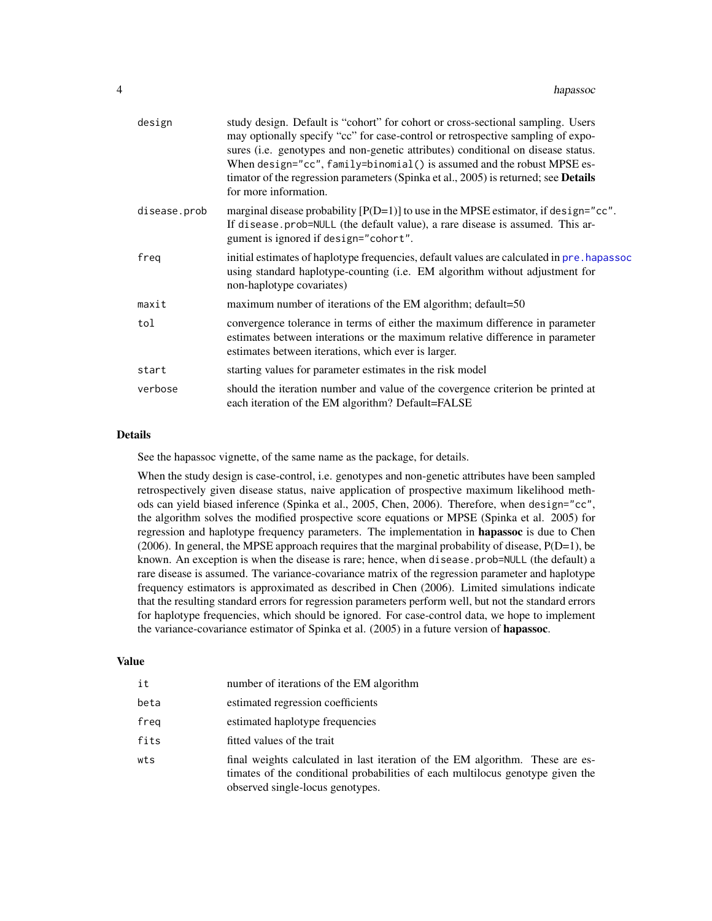| | |
|---|---|
| `design` | study design. Default is "cohort" for cohort or cross-sectional sampling. Users may optionally specify "cc" for case-control or retrospective sampling of exposures (i.e. genotypes and non-genetic attributes) conditional on disease status. When `design="cc"`, `family=binomial()` is assumed and the robust MPSE estimator of the regression parameters (Spinka et al., 2005) is returned; see **Details** for more information. |
| `disease.prob` | marginal disease probability [P(D=1)] to use in the MPSE estimator, if `design="cc"`. If `disease.prob=NULL` (the default value), a rare disease is assumed. This argument is ignored if `design="cohort"`. |
| `freq` | initial estimates of haplotype frequencies, default values are calculated in `pre.hapassoc` using standard haplotype-counting (i.e. EM algorithm without adjustment for non-haplotype covariates) |
| `maxit` | maximum number of iterations of the EM algorithm; default=50 |
| `tol` | convergence tolerance in terms of either the maximum difference in parameter estimates between interations or the maximum relative difference in parameter estimates between iterations, which ever is larger. |
| `start` | starting values for parameter estimates in the risk model |
| `verbose` | should the iteration number and value of the covergence criterion be printed at each iteration of the EM algorithm? Default=FALSE |

## Details

See the hapassoc vignette, of the same name as the package, for details.

When the study design is case-control, i.e. genotypes and non-genetic attributes have been sampled retrospectively given disease status, naive application of prospective maximum likelihood methods can yield biased inference (Spinka et al., 2005, Chen, 2006). Therefore, when `design="cc"`, the algorithm solves the modified prospective score equations or MPSE (Spinka et al. 2005) for regression and haplotype frequency parameters. The implementation in **hapassoc** is due to Chen (2006). In general, the MPSE approach requires that the marginal probability of disease, P(D=1), be known. An exception is when the disease is rare; hence, when `disease.prob=NULL` (the default) a rare disease is assumed. The variance-covariance matrix of the regression parameter and haplotype frequency estimators is approximated as described in Chen (2006). Limited simulations indicate that the resulting standard errors for regression parameters perform well, but not the standard errors for haplotype frequencies, which should be ignored. For case-control data, we hope to implement the variance-covariance estimator of Spinka et al. (2005) in a future version of **hapassoc**.

## Value

| | |
|---|---|
| `it` | number of iterations of the EM algorithm |
| `beta` | estimated regression coefficients |
| `freq` | estimated haplotype frequencies |
| `fits` | fitted values of the trait |
| `wts` | final weights calculated in last iteration of the EM algorithm. These are estimates of the conditional probabilities of each multilocus genotype given the observed single-locus genotypes. |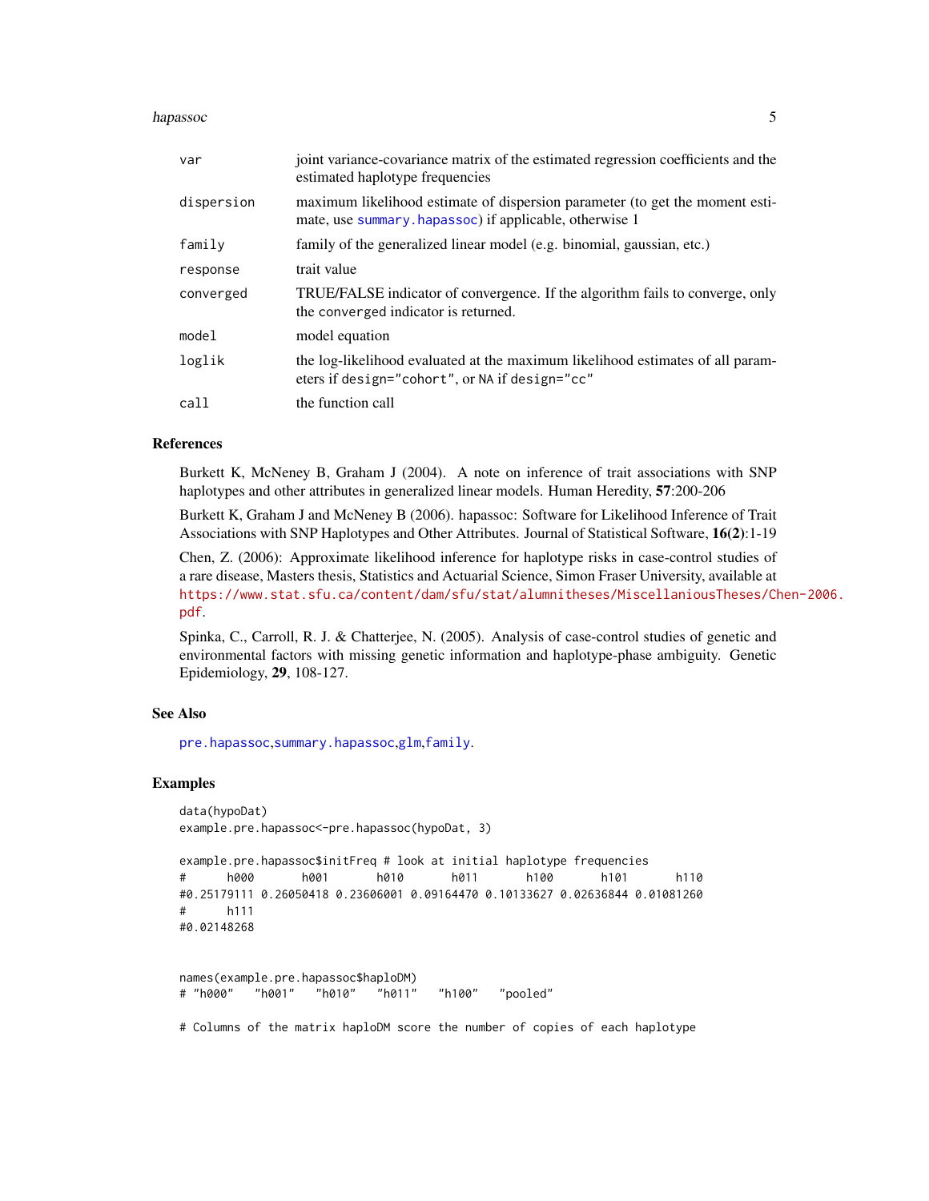| | |
|---|---|
| var | joint variance-covariance matrix of the estimated regression coefficients and the estimated haplotype frequencies |
| dispersion | maximum likelihood estimate of dispersion parameter (to get the moment estimate, use summary.hapassoc) if applicable, otherwise 1 |
| family | family of the generalized linear model (e.g. binomial, gaussian, etc.) |
| response | trait value |
| converged | TRUE/FALSE indicator of convergence. If the algorithm fails to converge, only the converged indicator is returned. |
| model | model equation |
| loglik | the log-likelihood evaluated at the maximum likelihood estimates of all parameters if design="cohort", or NA if design="cc" |
| call | the function call |

## References

Burkett K, McNeney B, Graham J (2004). A note on inference of trait associations with SNP haplotypes and other attributes in generalized linear models. Human Heredity, **57**:200-206

Burkett K, Graham J and McNeney B (2006). hapassoc: Software for Likelihood Inference of Trait Associations with SNP Haplotypes and Other Attributes. Journal of Statistical Software, **16(2)**:1-19

Chen, Z. (2006): Approximate likelihood inference for haplotype risks in case-control studies of a rare disease, Masters thesis, Statistics and Actuarial Science, Simon Fraser University, available at https://www.stat.sfu.ca/content/dam/sfu/stat/alumnitheses/MiscellaniousTheses/Chen-2006.pdf.

Spinka, C., Carroll, R. J. & Chatterjee, N. (2005). Analysis of case-control studies of genetic and environmental factors with missing genetic information and haplotype-phase ambiguity. Genetic Epidemiology, **29**, 108-127.

## See Also

pre.hapassoc,summary.hapassoc,glm,family.

## Examples

```
data(hypoDat)
example.pre.hapassoc<-pre.hapassoc(hypoDat, 3)

example.pre.hapassoc$initFreq # look at initial haplotype frequencies
#      h000       h001       h010       h011       h100       h101       h110
#0.25179111 0.26050418 0.23606001 0.09164470 0.10133627 0.02636844 0.01081260
#      h111
#0.02148268


names(example.pre.hapassoc$haploDM)
# "h000"   "h001"   "h010"   "h011"   "h100"   "pooled"

# Columns of the matrix haploDM score the number of copies of each haplotype
```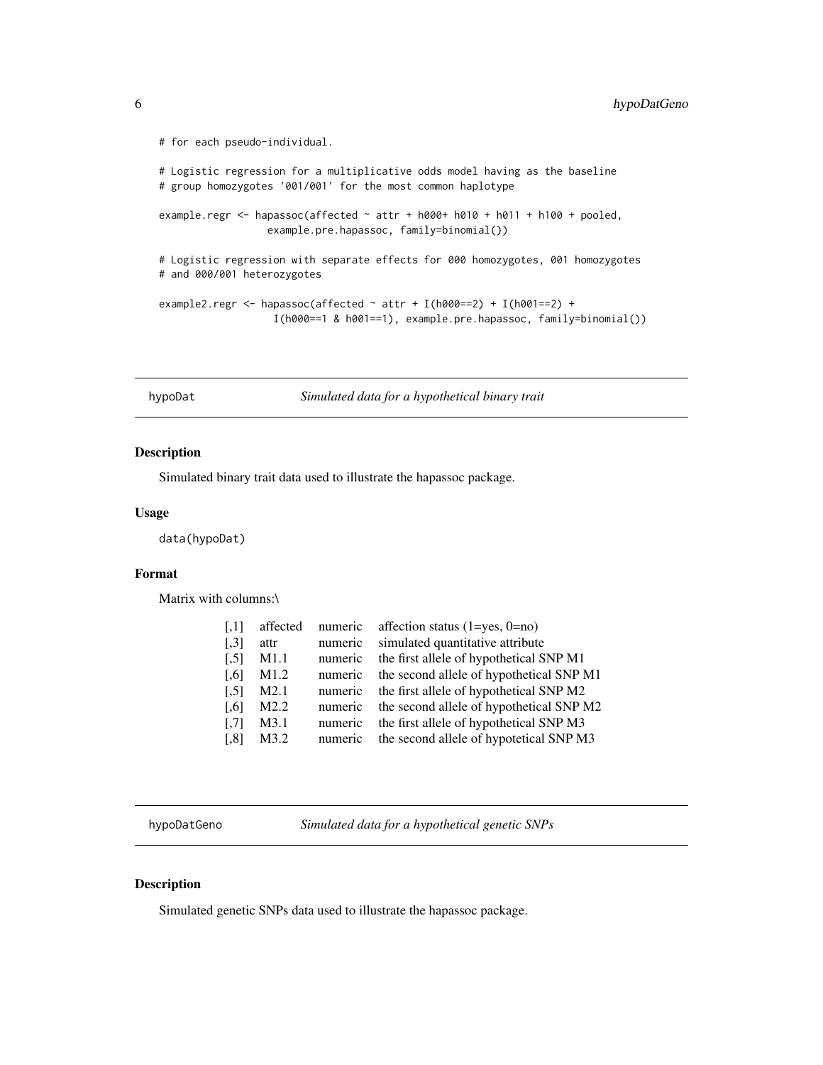```
# for each pseudo-individual.

# Logistic regression for a multiplicative odds model having as the baseline
# group homozygotes '001/001' for the most common haplotype

example.regr <- hapassoc(affected ~ attr + h000+ h010 + h011 + h100 + pooled,
                 example.pre.hapassoc, family=binomial())

# Logistic regression with separate effects for 000 homozygotes, 001 homozygotes
# and 000/001 heterozygotes

example2.regr <- hapassoc(affected ~ attr + I(h000==2) + I(h001==2) +
                  I(h000==1 & h001==1), example.pre.hapassoc, family=binomial())
```

## hypoDat — *Simulated data for a hypothetical binary trait*

### Description

Simulated binary trait data used to illustrate the hapassoc package.

### Usage

```
data(hypoDat)
```

### Format

Matrix with columns:\

| | | | |
|---|---|---|---|
| [,1] | affected | numeric | affection status (1=yes, 0=no) |
| [,3] | attr | numeric | simulated quantitative attribute |
| [,5] | M1.1 | numeric | the first allele of hypothetical SNP M1 |
| [,6] | M1.2 | numeric | the second allele of hypothetical SNP M1 |
| [,5] | M2.1 | numeric | the first allele of hypothetical SNP M2 |
| [,6] | M2.2 | numeric | the second allele of hypothetical SNP M2 |
| [,7] | M3.1 | numeric | the first allele of hypothetical SNP M3 |
| [,8] | M3.2 | numeric | the second allele of hypotetical SNP M3 |

## hypoDatGeno — *Simulated data for a hypothetical genetic SNPs*

### Description

Simulated genetic SNPs data used to illustrate the hapassoc package.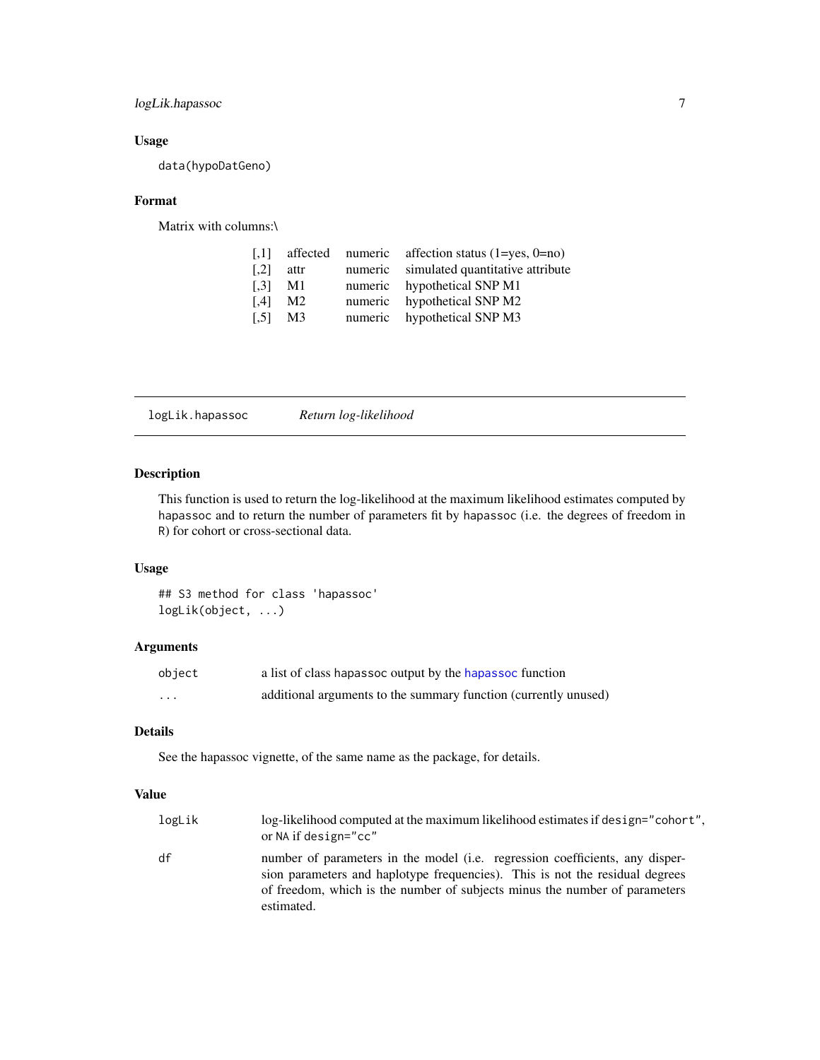## Usage

```
data(hypoDatGeno)
```

## Format

Matrix with columns:\

| | | | |
|---|---|---|---|
| [,1] | affected | numeric | affection status (1=yes, 0=no) |
| [,2] | attr | numeric | simulated quantitative attribute |
| [,3] | M1 | numeric | hypothetical SNP M1 |
| [,4] | M2 | numeric | hypothetical SNP M2 |
| [,5] | M3 | numeric | hypothetical SNP M3 |

---

# logLik.hapassoc — *Return log-likelihood*

## Description

This function is used to return the log-likelihood at the maximum likelihood estimates computed by `hapassoc` and to return the number of parameters fit by `hapassoc` (i.e. the degrees of freedom in `R`) for cohort or cross-sectional data.

## Usage

```
## S3 method for class 'hapassoc'
logLik(object, ...)
```

## Arguments

| | |
|---|---|
| `object` | a list of class `hapassoc` output by the `hapassoc` function |
| `...` | additional arguments to the summary function (currently unused) |

## Details

See the hapassoc vignette, of the same name as the package, for details.

## Value

| | |
|---|---|
| `logLik` | log-likelihood computed at the maximum likelihood estimates if `design="cohort"`, or `NA` if `design="cc"` |
| `df` | number of parameters in the model (i.e. regression coefficients, any dispersion parameters and haplotype frequencies). This is not the residual degrees of freedom, which is the number of subjects minus the number of parameters estimated. |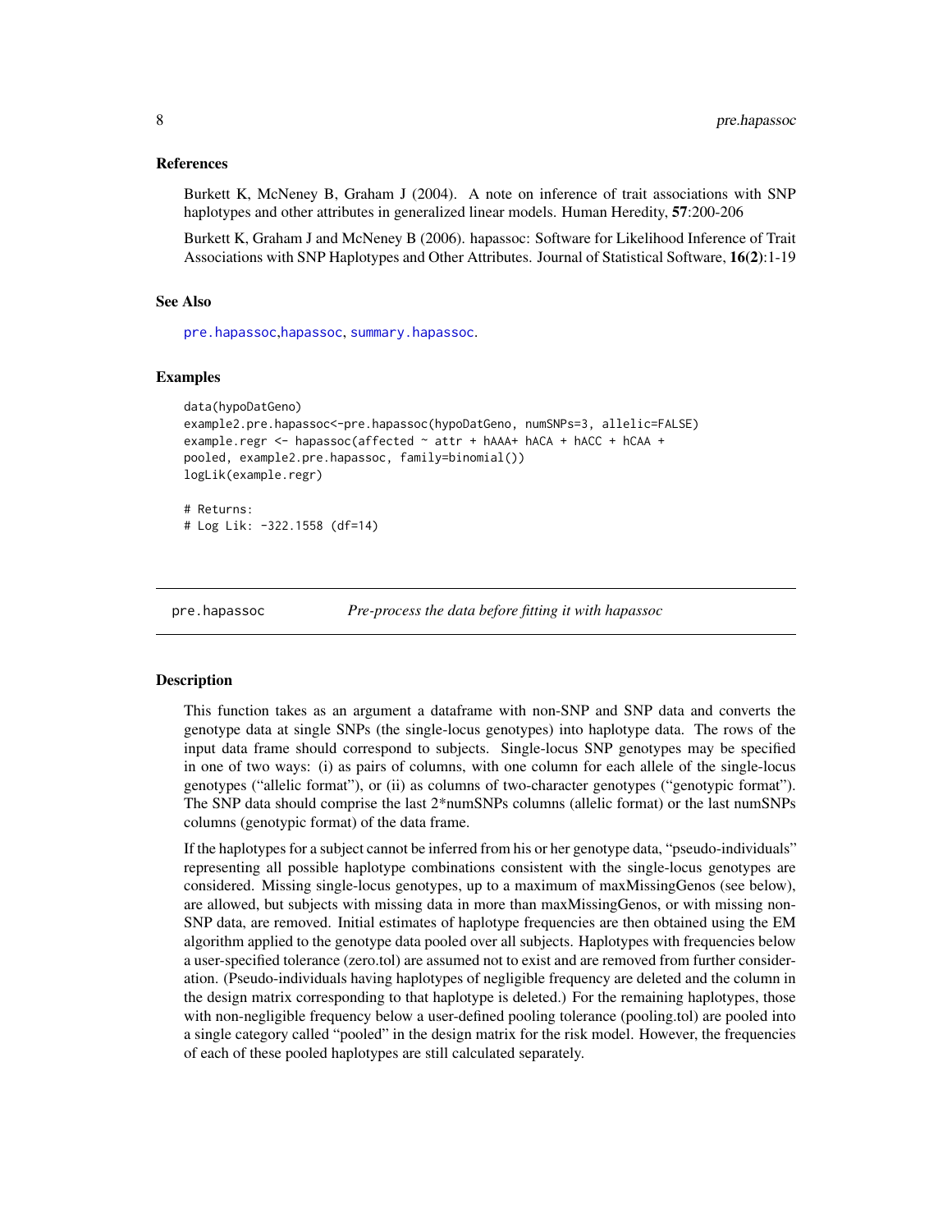### References

Burkett K, McNeney B, Graham J (2004). A note on inference of trait associations with SNP haplotypes and other attributes in generalized linear models. Human Heredity, **57**:200-206

Burkett K, Graham J and McNeney B (2006). hapassoc: Software for Likelihood Inference of Trait Associations with SNP Haplotypes and Other Attributes. Journal of Statistical Software, **16(2)**:1-19

### See Also

pre.hapassoc, hapassoc, summary.hapassoc.

### Examples

```
data(hypoDatGeno)
example2.pre.hapassoc<-pre.hapassoc(hypoDatGeno, numSNPs=3, allelic=FALSE)
example.regr <- hapassoc(affected ~ attr + hAAA+ hACA + hACC + hCAA +
pooled, example2.pre.hapassoc, family=binomial())
logLik(example.regr)

# Returns:
# Log Lik: -322.1558 (df=14)
```

---

## pre.hapassoc — *Pre-process the data before fitting it with hapassoc*

### Description

This function takes as an argument a dataframe with non-SNP and SNP data and converts the genotype data at single SNPs (the single-locus genotypes) into haplotype data. The rows of the input data frame should correspond to subjects. Single-locus SNP genotypes may be specified in one of two ways: (i) as pairs of columns, with one column for each allele of the single-locus genotypes ("allelic format"), or (ii) as columns of two-character genotypes ("genotypic format"). The SNP data should comprise the last 2*numSNPs columns (allelic format) or the last numSNPs columns (genotypic format) of the data frame.

If the haplotypes for a subject cannot be inferred from his or her genotype data, "pseudo-individuals" representing all possible haplotype combinations consistent with the single-locus genotypes are considered. Missing single-locus genotypes, up to a maximum of maxMissingGenos (see below), are allowed, but subjects with missing data in more than maxMissingGenos, or with missing non-SNP data, are removed. Initial estimates of haplotype frequencies are then obtained using the EM algorithm applied to the genotype data pooled over all subjects. Haplotypes with frequencies below a user-specified tolerance (zero.tol) are assumed not to exist and are removed from further consideration. (Pseudo-individuals having haplotypes of negligible frequency are deleted and the column in the design matrix corresponding to that haplotype is deleted.) For the remaining haplotypes, those with non-negligible frequency below a user-defined pooling tolerance (pooling.tol) are pooled into a single category called "pooled" in the design matrix for the risk model. However, the frequencies of each of these pooled haplotypes are still calculated separately.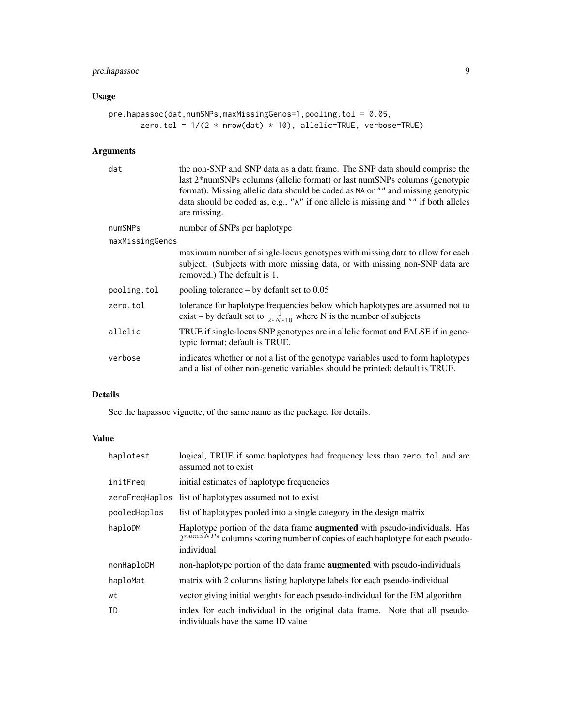## Usage

```
pre.hapassoc(dat,numSNPs,maxMissingGenos=1,pooling.tol = 0.05,
       zero.tol = 1/(2 * nrow(dat) * 10), allelic=TRUE, verbose=TRUE)
```

## Arguments

| | |
|---|---|
| dat | the non-SNP and SNP data as a data frame. The SNP data should comprise the last 2*numSNPs columns (allelic format) or last numSNPs columns (genotypic format). Missing allelic data should be coded as NA or "" and missing genotypic data should be coded as, e.g., "A" if one allele is missing and "" if both alleles are missing. |
| numSNPs | number of SNPs per haplotype |
| maxMissingGenos | maximum number of single-locus genotypes with missing data to allow for each subject. (Subjects with more missing data, or with missing non-SNP data are removed.) The default is 1. |
| pooling.tol | pooling tolerance – by default set to 0.05 |
| zero.tol | tolerance for haplotype frequencies below which haplotypes are assumed not to exist – by default set to $\frac{1}{2*N*10}$ where N is the number of subjects |
| allelic | TRUE if single-locus SNP genotypes are in allelic format and FALSE if in genotypic format; default is TRUE. |
| verbose | indicates whether or not a list of the genotype variables used to form haplotypes and a list of other non-genetic variables should be printed; default is TRUE. |

## Details

See the hapassoc vignette, of the same name as the package, for details.

## Value

| | |
|---|---|
| haplotest | logical, TRUE if some haplotypes had frequency less than zero.tol and are assumed not to exist |
| initFreq | initial estimates of haplotype frequencies |
| zeroFreqHaplos | list of haplotypes assumed not to exist |
| pooledHaplos | list of haplotypes pooled into a single category in the design matrix |
| haploDM | Haplotype portion of the data frame **augmented** with pseudo-individuals. Has $2^{numSNPs}$ columns scoring number of copies of each haplotype for each pseudo-individual |
| nonHaploDM | non-haplotype portion of the data frame **augmented** with pseudo-individuals |
| haploMat | matrix with 2 columns listing haplotype labels for each pseudo-individual |
| wt | vector giving initial weights for each pseudo-individual for the EM algorithm |
| ID | index for each individual in the original data frame. Note that all pseudo-individuals have the same ID value |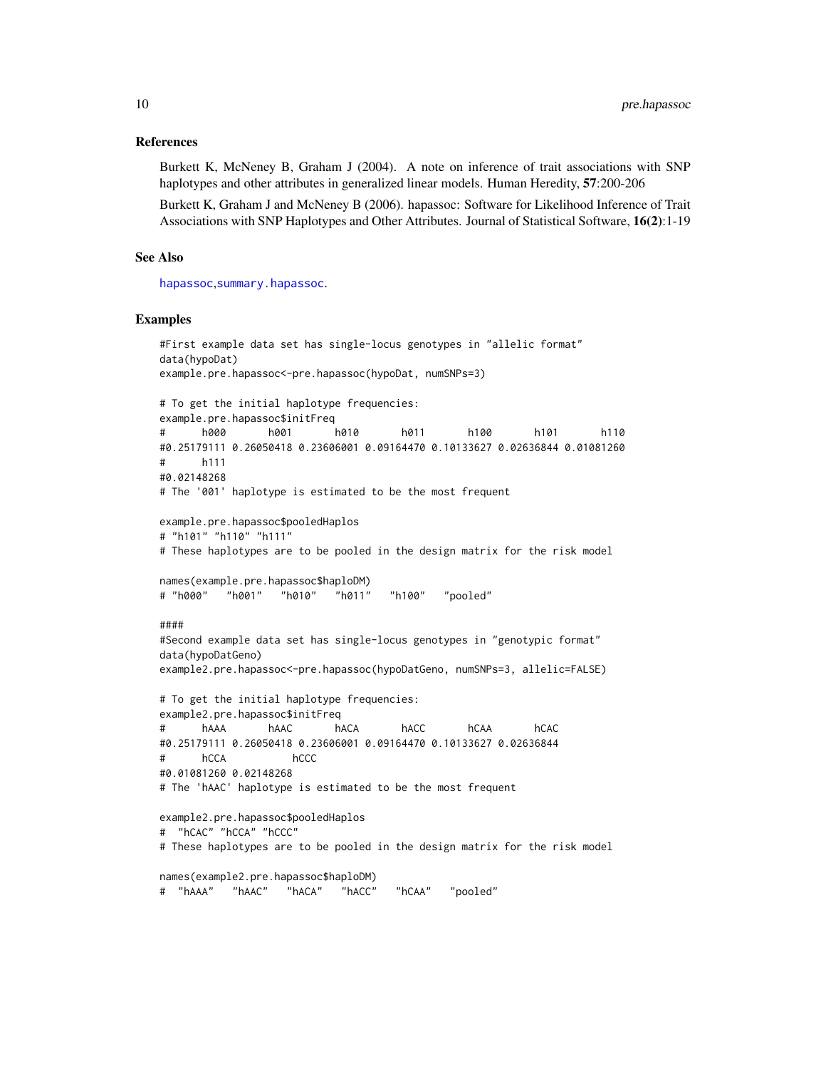### References

Burkett K, McNeney B, Graham J (2004). A note on inference of trait associations with SNP haplotypes and other attributes in generalized linear models. Human Heredity, **57**:200-206

Burkett K, Graham J and McNeney B (2006). hapassoc: Software for Likelihood Inference of Trait Associations with SNP Haplotypes and Other Attributes. Journal of Statistical Software, **16(2)**:1-19

### See Also

hapassoc, summary.hapassoc.

### Examples

```
#First example data set has single-locus genotypes in "allelic format"
data(hypoDat)
example.pre.hapassoc<-pre.hapassoc(hypoDat, numSNPs=3)

# To get the initial haplotype frequencies:
example.pre.hapassoc$initFreq
#      h000       h001       h010       h011       h100       h101       h110
#0.25179111 0.26050418 0.23606001 0.09164470 0.10133627 0.02636844 0.01081260
#      h111
#0.02148268
# The '001' haplotype is estimated to be the most frequent

example.pre.hapassoc$pooledHaplos
# "h101" "h110" "h111"
# These haplotypes are to be pooled in the design matrix for the risk model

names(example.pre.hapassoc$haploDM)
# "h000"   "h001"   "h010"   "h011"   "h100"   "pooled"

####
#Second example data set has single-locus genotypes in "genotypic format"
data(hypoDatGeno)
example2.pre.hapassoc<-pre.hapassoc(hypoDatGeno, numSNPs=3, allelic=FALSE)

# To get the initial haplotype frequencies:
example2.pre.hapassoc$initFreq
#      hAAA       hAAC       hACA       hACC       hCAA       hCAC
#0.25179111 0.26050418 0.23606001 0.09164470 0.10133627 0.02636844
#      hCCA          hCCC
#0.01081260 0.02148268
# The 'hAAC' haplotype is estimated to be the most frequent

example2.pre.hapassoc$pooledHaplos
#  "hCAC" "hCCA" "hCCC"
# These haplotypes are to be pooled in the design matrix for the risk model

names(example2.pre.hapassoc$haploDM)
#  "hAAA"   "hAAC"   "hACA"   "hACC"   "hCAA"   "pooled"
```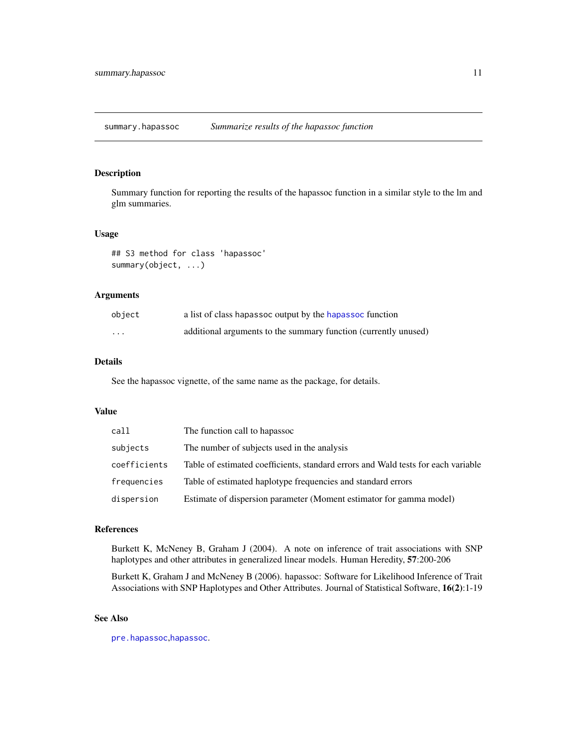## summary.hapassoc *Summarize results of the hapassoc function*

### Description

Summary function for reporting the results of the hapassoc function in a similar style to the lm and glm summaries.

### Usage

```
## S3 method for class 'hapassoc'
summary(object, ...)
```

### Arguments

| | |
|---|---|
| `object` | a list of class hapassoc output by the `hapassoc` function |
| `...` | additional arguments to the summary function (currently unused) |

### Details

See the hapassoc vignette, of the same name as the package, for details.

### Value

| | |
|---|---|
| `call` | The function call to hapassoc |
| `subjects` | The number of subjects used in the analysis |
| `coefficients` | Table of estimated coefficients, standard errors and Wald tests for each variable |
| `frequencies` | Table of estimated haplotype frequencies and standard errors |
| `dispersion` | Estimate of dispersion parameter (Moment estimator for gamma model) |

### References

Burkett K, McNeney B, Graham J (2004). A note on inference of trait associations with SNP haplotypes and other attributes in generalized linear models. Human Heredity, **57**:200-206

Burkett K, Graham J and McNeney B (2006). hapassoc: Software for Likelihood Inference of Trait Associations with SNP Haplotypes and Other Attributes. Journal of Statistical Software, **16(2)**:1-19

### See Also

`pre.hapassoc`,`hapassoc`.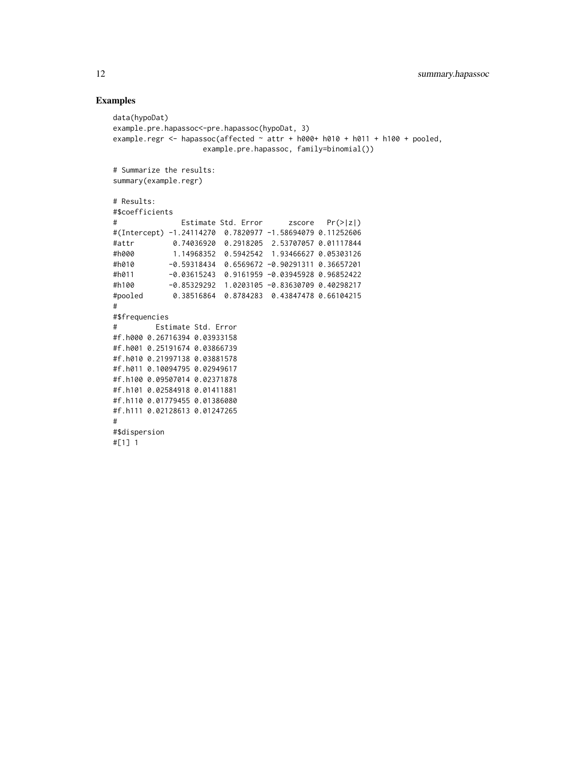## Examples

```
data(hypoDat)
example.pre.hapassoc<-pre.hapassoc(hypoDat, 3)
example.regr <- hapassoc(affected ~ attr + h000+ h010 + h011 + h100 + pooled,
                    example.pre.hapassoc, family=binomial())

# Summarize the results:
summary(example.regr)

# Results:
#$coefficients
#               Estimate Std. Error      zscore   Pr(>|z|)
#(Intercept) -1.24114270  0.7820977 -1.58694079 0.11252606
#attr         0.74036920  0.2918205  2.53707057 0.01117844
#h000         1.14968352  0.5942542  1.93466627 0.05303126
#h010        -0.59318434  0.6569672 -0.90291311 0.36657201
#h011        -0.03615243  0.9161959 -0.03945928 0.96852422
#h100        -0.85329292  1.0203105 -0.83630709 0.40298217
#pooled       0.38516864  0.8784283  0.43847478 0.66104215
#
#$frequencies
#         Estimate Std. Error
#f.h000 0.26716394 0.03933158
#f.h001 0.25191674 0.03866739
#f.h010 0.21997138 0.03881578
#f.h011 0.10094795 0.02949617
#f.h100 0.09507014 0.02371878
#f.h101 0.02584918 0.01411881
#f.h110 0.01779455 0.01386080
#f.h111 0.02128613 0.01247265
#
#$dispersion
#[1] 1
```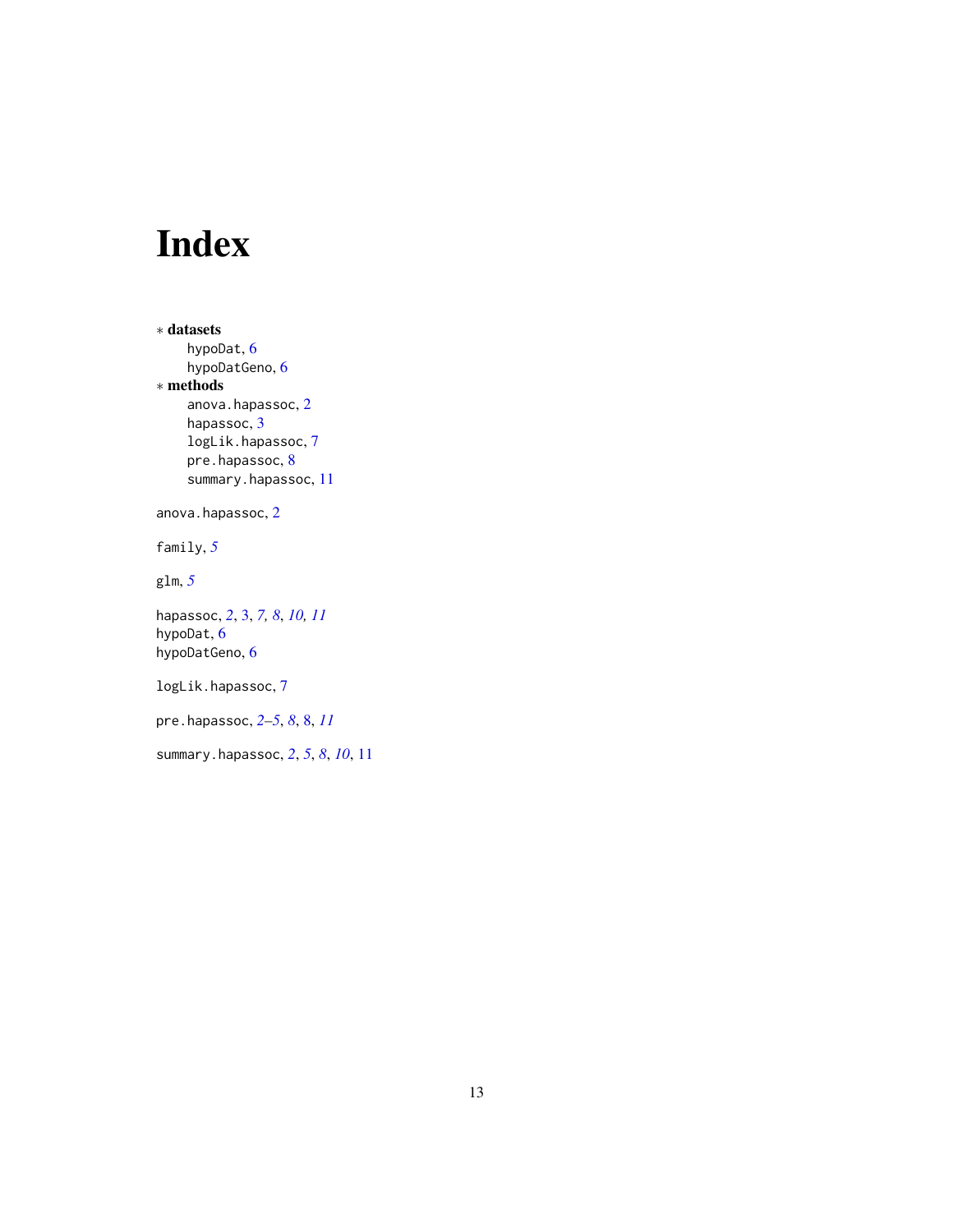# Index

∗ **datasets**
    hypoDat, 6
    hypoDatGeno, 6

∗ **methods**
    anova.hapassoc, 2
    hapassoc, 3
    logLik.hapassoc, 7
    pre.hapassoc, 8
    summary.hapassoc, 11

anova.hapassoc, 2

family, *5*

glm, *5*

hapassoc, *2*, 3, *7, 8*, *10, 11*
hypoDat, 6
hypoDatGeno, 6

logLik.hapassoc, 7

pre.hapassoc, *2–5*, *8*, 8, *11*

summary.hapassoc, *2*, *5*, *8*, *10*, 11